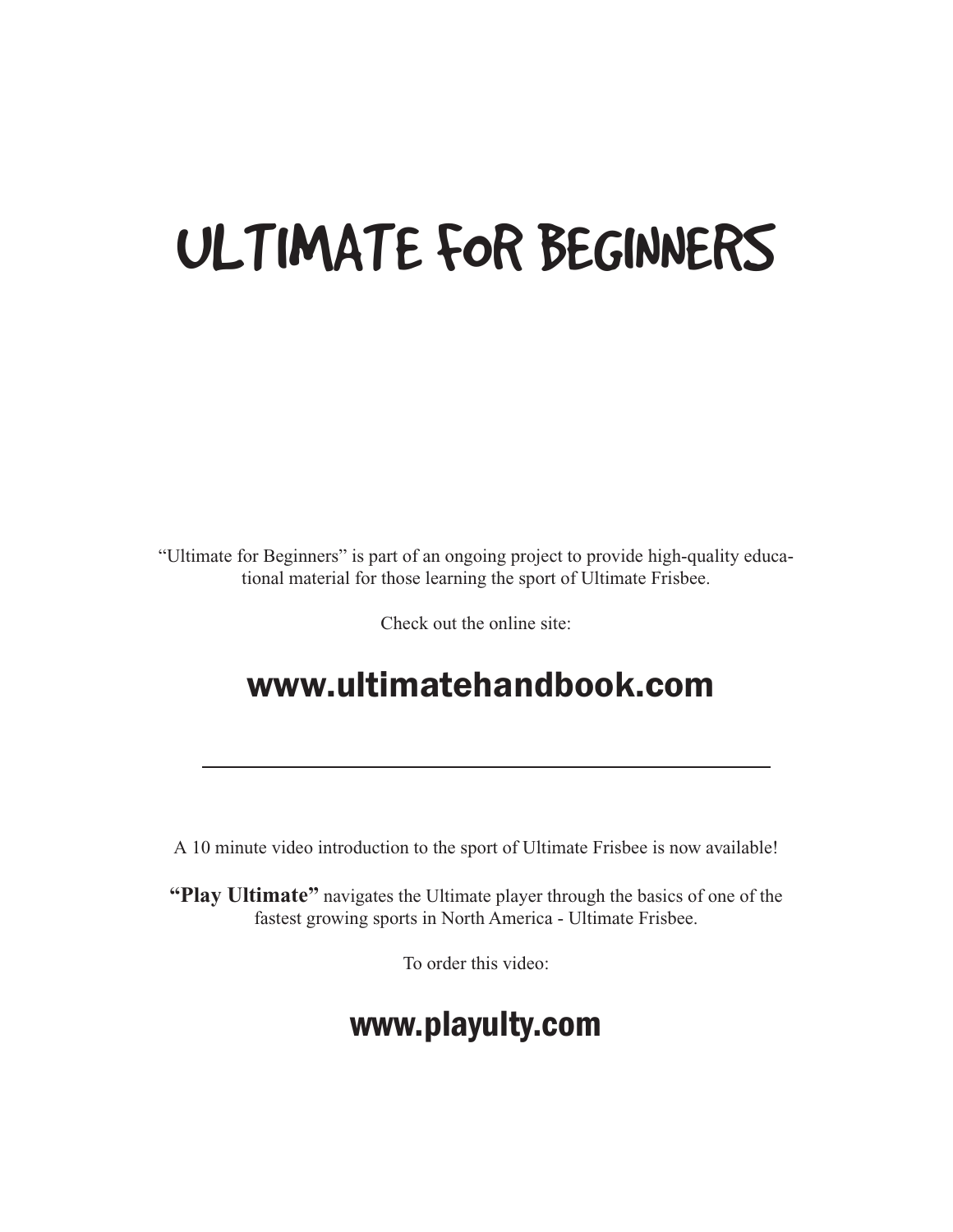# ULTIMATE FOR BEGINNERS

"Ultimate for Beginners" is part of an ongoing project to provide high-quality educational material for those learning the sport of Ultimate Frisbee.

Check out the online site:

## www.ultimatehandbook.com

---

A 10 minute video introduction to the sport of Ultimate Frisbee is now available!

**"Play Ultimate"** navigates the Ultimate player through the basics of one of the fastest growing sports in North America - Ultimate Frisbee.

To order this video:

## www.playulty.com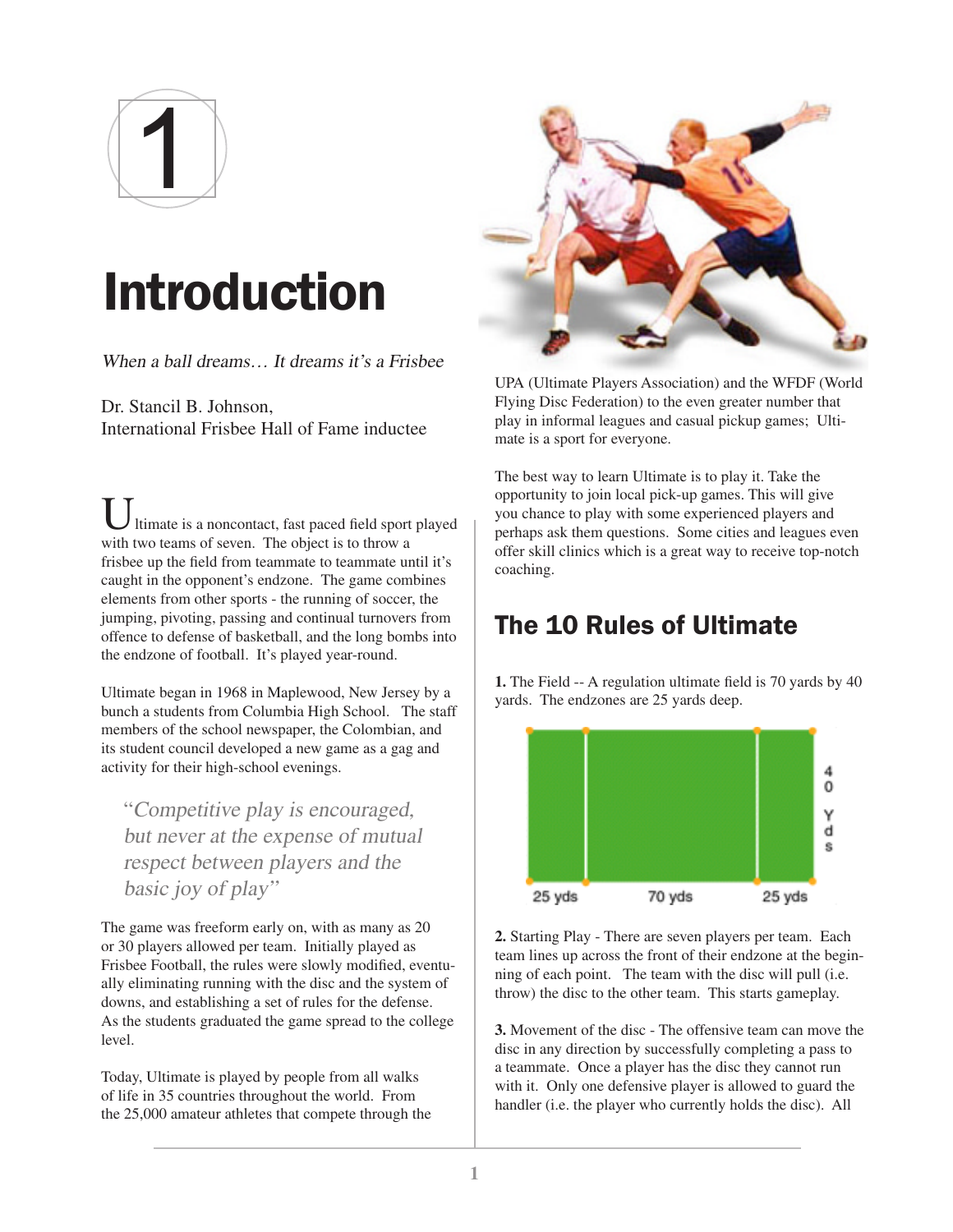# 1

# Introduction

*When a ball dreams… It dreams it's a Frisbee*

Dr. Stancil B. Johnson,
International Frisbee Hall of Fame inductee

Ultimate is a noncontact, fast paced field sport played with two teams of seven. The object is to throw a frisbee up the field from teammate to teammate until it's caught in the opponent's endzone. The game combines elements from other sports - the running of soccer, the jumping, pivoting, passing and continual turnovers from offence to defense of basketball, and the long bombs into the endzone of football. It's played year-round.

Ultimate began in 1968 in Maplewood, New Jersey by a bunch a students from Columbia High School. The staff members of the school newspaper, the Colombian, and its student council developed a new game as a gag and activity for their high-school evenings.

> "*Competitive play is encouraged, but never at the expense of mutual respect between players and the basic joy of play*"

The game was freeform early on, with as many as 20 or 30 players allowed per team. Initially played as Frisbee Football, the rules were slowly modified, eventually eliminating running with the disc and the system of downs, and establishing a set of rules for the defense. As the students graduated the game spread to the college level.

Today, Ultimate is played by people from all walks of life in 35 countries throughout the world. From the 25,000 amateur athletes that compete through the UPA (Ultimate Players Association) and the WFDF (World Flying Disc Federation) to the even greater number that play in informal leagues and casual pickup games; Ultimate is a sport for everyone.

The best way to learn Ultimate is to play it. Take the opportunity to join local pick-up games. This will give you chance to play with some experienced players and perhaps ask them questions. Some cities and leagues even offer skill clinics which is a great way to receive top-notch coaching.

## The 10 Rules of Ultimate

**1.** The Field -- A regulation ultimate field is 70 yards by 40 yards. The endzones are 25 yards deep.

25 yds | 70 yds | 25 yds — 40 Yds

**2.** Starting Play - There are seven players per team. Each team lines up across the front of their endzone at the beginning of each point. The team with the disc will pull (i.e. throw) the disc to the other team. This starts gameplay.

**3.** Movement of the disc - The offensive team can move the disc in any direction by successfully completing a pass to a teammate. Once a player has the disc they cannot run with it. Only one defensive player is allowed to guard the handler (i.e. the player who currently holds the disc). All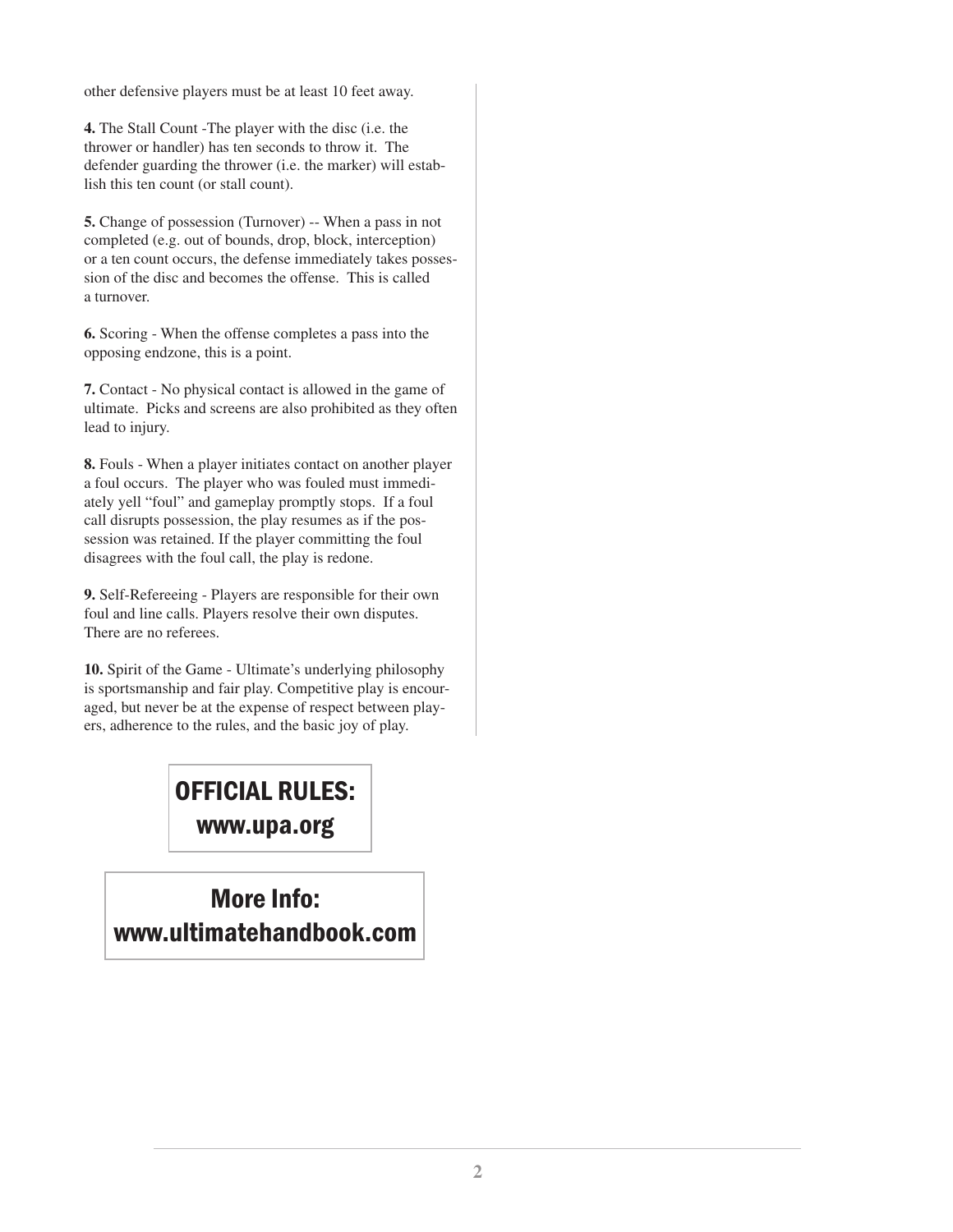other defensive players must be at least 10 feet away.

**4.** The Stall Count -The player with the disc (i.e. the thrower or handler) has ten seconds to throw it. The defender guarding the thrower (i.e. the marker) will establish this ten count (or stall count).

**5.** Change of possession (Turnover) -- When a pass in not completed (e.g. out of bounds, drop, block, interception) or a ten count occurs, the defense immediately takes possession of the disc and becomes the offense. This is called a turnover.

**6.** Scoring - When the offense completes a pass into the opposing endzone, this is a point.

**7.** Contact - No physical contact is allowed in the game of ultimate. Picks and screens are also prohibited as they often lead to injury.

**8.** Fouls - When a player initiates contact on another player a foul occurs. The player who was fouled must immediately yell "foul" and gameplay promptly stops. If a foul call disrupts possession, the play resumes as if the possession was retained. If the player committing the foul disagrees with the foul call, the play is redone.

**9.** Self-Refereeing - Players are responsible for their own foul and line calls. Players resolve their own disputes. There are no referees.

**10.** Spirit of the Game - Ultimate's underlying philosophy is sportsmanship and fair play. Competitive play is encouraged, but never be at the expense of respect between players, adherence to the rules, and the basic joy of play.

**OFFICIAL RULES:**
**www.upa.org**

**More Info:**
**www.ultimatehandbook.com**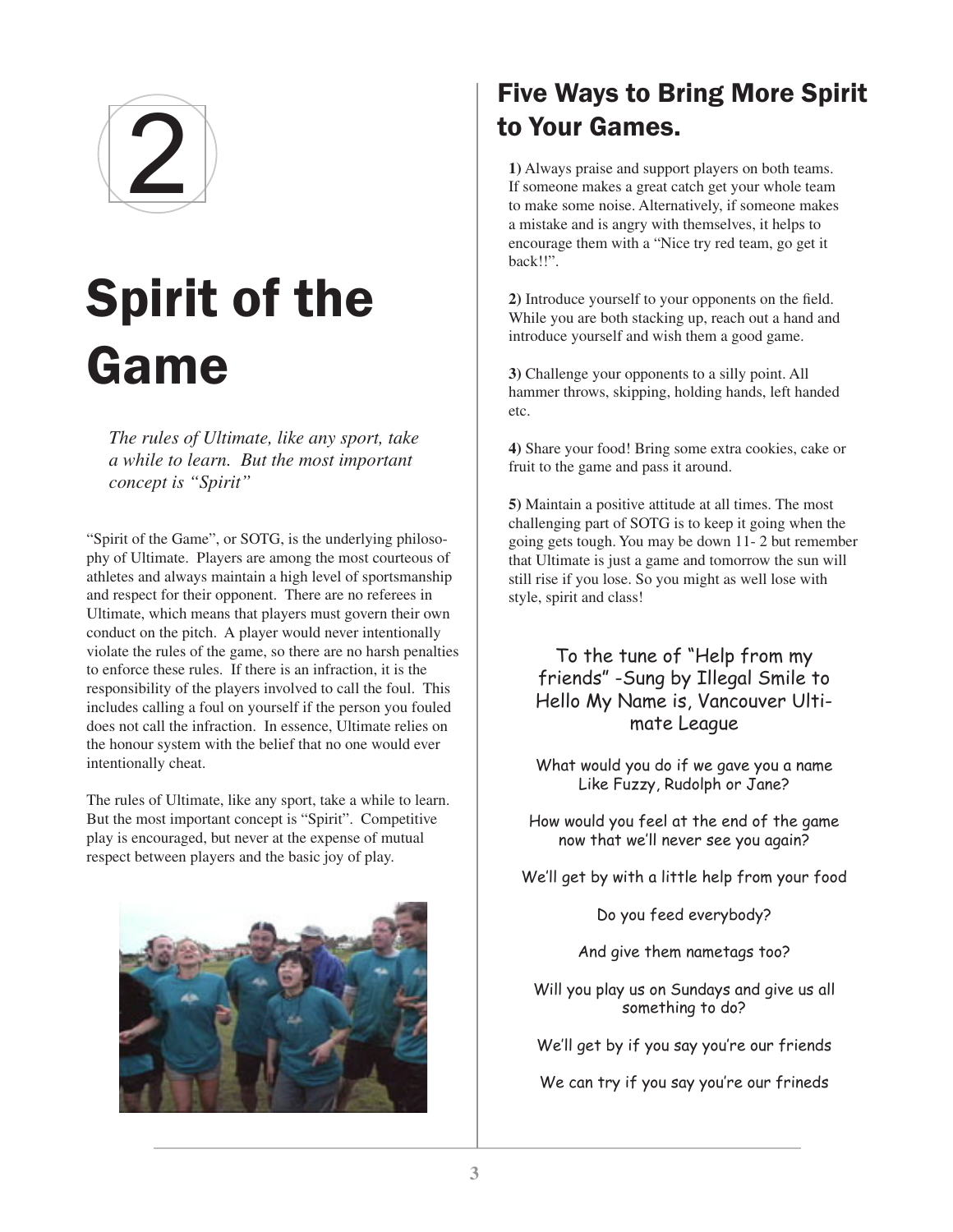2

# Spirit of the Game

*The rules of Ultimate, like any sport, take a while to learn. But the most important concept is "Spirit"*

"Spirit of the Game", or SOTG, is the underlying philosophy of Ultimate. Players are among the most courteous of athletes and always maintain a high level of sportsmanship and respect for their opponent. There are no referees in Ultimate, which means that players must govern their own conduct on the pitch. A player would never intentionally violate the rules of the game, so there are no harsh penalties to enforce these rules. If there is an infraction, it is the responsibility of the players involved to call the foul. This includes calling a foul on yourself if the person you fouled does not call the infraction. In essence, Ultimate relies on the honour system with the belief that no one would ever intentionally cheat.

The rules of Ultimate, like any sport, take a while to learn. But the most important concept is "Spirit". Competitive play is encouraged, but never at the expense of mutual respect between players and the basic joy of play.

## Five Ways to Bring More Spirit to Your Games.

**1)** Always praise and support players on both teams. If someone makes a great catch get your whole team to make some noise. Alternatively, if someone makes a mistake and is angry with themselves, it helps to encourage them with a "Nice try red team, go get it back!!".

**2)** Introduce yourself to your opponents on the field. While you are both stacking up, reach out a hand and introduce yourself and wish them a good game.

**3)** Challenge your opponents to a silly point. All hammer throws, skipping, holding hands, left handed etc.

**4)** Share your food! Bring some extra cookies, cake or fruit to the game and pass it around.

**5)** Maintain a positive attitude at all times. The most challenging part of SOTG is to keep it going when the going gets tough. You may be down 11- 2 but remember that Ultimate is just a game and tomorrow the sun will still rise if you lose. So you might as well lose with style, spirit and class!

To the tune of "Help from my friends" -Sung by Illegal Smile to Hello My Name is, Vancouver Ultimate League

What would you do if we gave you a name
Like Fuzzy, Rudolph or Jane?

How would you feel at the end of the game
now that we'll never see you again?

We'll get by with a little help from your food

Do you feed everybody?

And give them nametags too?

Will you play us on Sundays and give us all something to do?

We'll get by if you say you're our friends

We can try if you say you're our frineds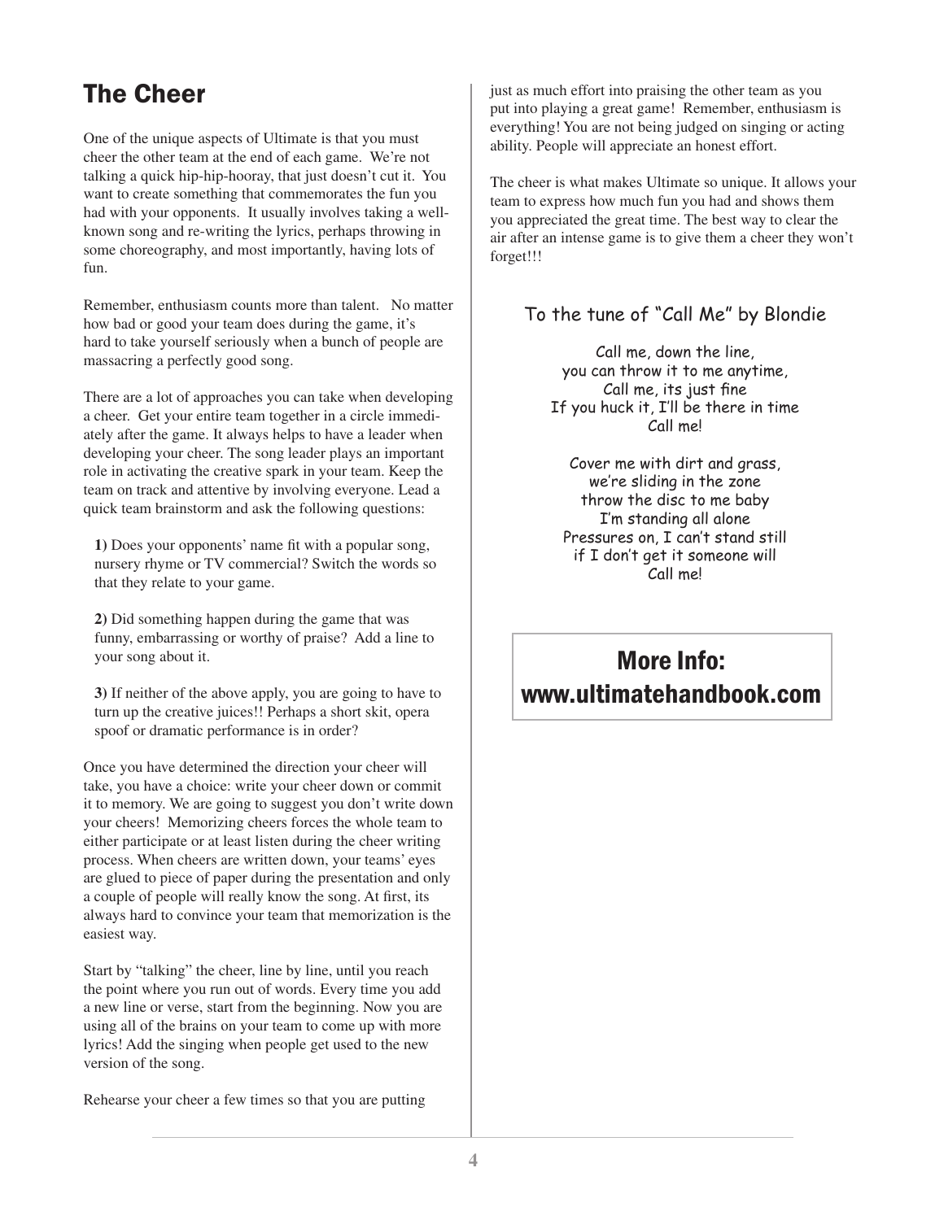## The Cheer

One of the unique aspects of Ultimate is that you must cheer the other team at the end of each game. We're not talking a quick hip-hip-hooray, that just doesn't cut it. You want to create something that commemorates the fun you had with your opponents. It usually involves taking a well-known song and re-writing the lyrics, perhaps throwing in some choreography, and most importantly, having lots of fun.

Remember, enthusiasm counts more than talent. No matter how bad or good your team does during the game, it's hard to take yourself seriously when a bunch of people are massacring a perfectly good song.

There are a lot of approaches you can take when developing a cheer. Get your entire team together in a circle immediately after the game. It always helps to have a leader when developing your cheer. The song leader plays an important role in activating the creative spark in your team. Keep the team on track and attentive by involving everyone. Lead a quick team brainstorm and ask the following questions:

**1)** Does your opponents' name fit with a popular song, nursery rhyme or TV commercial? Switch the words so that they relate to your game.

**2)** Did something happen during the game that was funny, embarrassing or worthy of praise? Add a line to your song about it.

**3)** If neither of the above apply, you are going to have to turn up the creative juices!! Perhaps a short skit, opera spoof or dramatic performance is in order?

Once you have determined the direction your cheer will take, you have a choice: write your cheer down or commit it to memory. We are going to suggest you don't write down your cheers! Memorizing cheers forces the whole team to either participate or at least listen during the cheer writing process. When cheers are written down, your teams' eyes are glued to piece of paper during the presentation and only a couple of people will really know the song. At first, its always hard to convince your team that memorization is the easiest way.

Start by "talking" the cheer, line by line, until you reach the point where you run out of words. Every time you add a new line or verse, start from the beginning. Now you are using all of the brains on your team to come up with more lyrics! Add the singing when people get used to the new version of the song.

Rehearse your cheer a few times so that you are putting just as much effort into praising the other team as you put into playing a great game! Remember, enthusiasm is everything! You are not being judged on singing or acting ability. People will appreciate an honest effort.

The cheer is what makes Ultimate so unique. It allows your team to express how much fun you had and shows them you appreciated the great time. The best way to clear the air after an intense game is to give them a cheer they won't forget!!!

To the tune of "Call Me" by Blondie

Call me, down the line,
you can throw it to me anytime,
Call me, its just fine
If you huck it, I'll be there in time
Call me!

Cover me with dirt and grass,
we're sliding in the zone
throw the disc to me baby
I'm standing all alone
Pressures on, I can't stand still
if I don't get it someone will
Call me!

**More Info:**
**www.ultimatehandbook.com**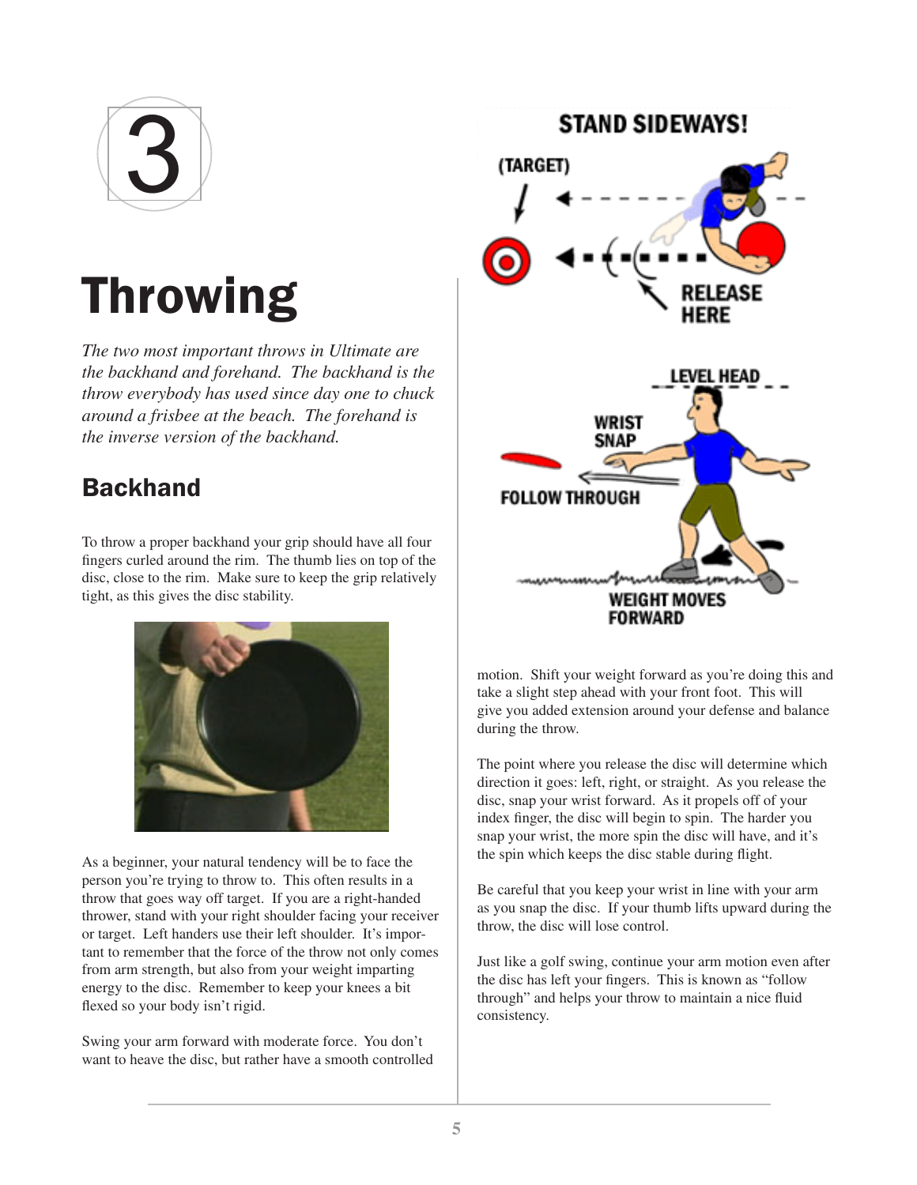# 3

# Throwing

*The two most important throws in Ultimate are the backhand and forehand. The backhand is the throw everybody has used since day one to chuck around a frisbee at the beach. The forehand is the inverse version of the backhand.*

## Backhand

To throw a proper backhand your grip should have all four fingers curled around the rim. The thumb lies on top of the disc, close to the rim. Make sure to keep the grip relatively tight, as this gives the disc stability.

As a beginner, your natural tendency will be to face the person you're trying to throw to. This often results in a throw that goes way off target. If you are a right-handed thrower, stand with your right shoulder facing your receiver or target. Left handers use their left shoulder. It's important to remember that the force of the throw not only comes from arm strength, but also from your weight imparting energy to the disc. Remember to keep your knees a bit flexed so your body isn't rigid.

Swing your arm forward with moderate force. You don't want to heave the disc, but rather have a smooth controlled motion. Shift your weight forward as you're doing this and take a slight step ahead with your front foot. This will give you added extension around your defense and balance during the throw.

The point where you release the disc will determine which direction it goes: left, right, or straight. As you release the disc, snap your wrist forward. As it propels off of your index finger, the disc will begin to spin. The harder you snap your wrist, the more spin the disc will have, and it's the spin which keeps the disc stable during flight.

Be careful that you keep your wrist in line with your arm as you snap the disc. If your thumb lifts upward during the throw, the disc will lose control.

Just like a golf swing, continue your arm motion even after the disc has left your fingers. This is known as "follow through" and helps your throw to maintain a nice fluid consistency.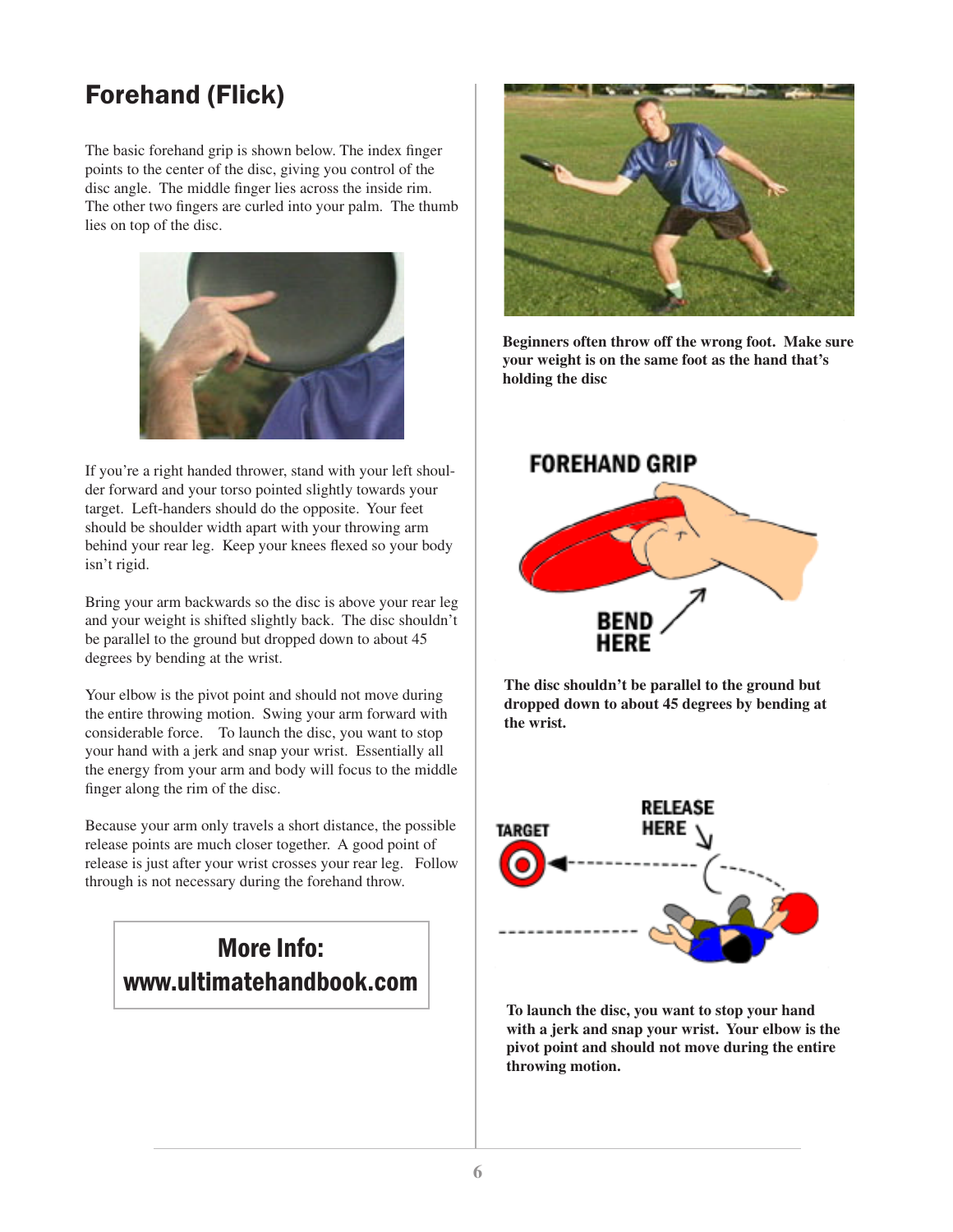# Forehand (Flick)

The basic forehand grip is shown below. The index finger points to the center of the disc, giving you control of the disc angle. The middle finger lies across the inside rim. The other two fingers are curled into your palm. The thumb lies on top of the disc.

If you're a right handed thrower, stand with your left shoulder forward and your torso pointed slightly towards your target. Left-handers should do the opposite. Your feet should be shoulder width apart with your throwing arm behind your rear leg. Keep your knees flexed so your body isn't rigid.

Bring your arm backwards so the disc is above your rear leg and your weight is shifted slightly back. The disc shouldn't be parallel to the ground but dropped down to about 45 degrees by bending at the wrist.

Your elbow is the pivot point and should not move during the entire throwing motion. Swing your arm forward with considerable force. To launch the disc, you want to stop your hand with a jerk and snap your wrist. Essentially all the energy from your arm and body will focus to the middle finger along the rim of the disc.

Because your arm only travels a short distance, the possible release points are much closer together. A good point of release is just after your wrist crosses your rear leg. Follow through is not necessary during the forehand throw.

**More Info:**
**www.ultimatehandbook.com**

**Beginners often throw off the wrong foot. Make sure your weight is on the same foot as the hand that's holding the disc**

FOREHAND GRIP

BEND HERE

**The disc shouldn't be parallel to the ground but dropped down to about 45 degrees by bending at the wrist.**

TARGET

RELEASE HERE

**To launch the disc, you want to stop your hand with a jerk and snap your wrist. Your elbow is the pivot point and should not move during the entire throwing motion.**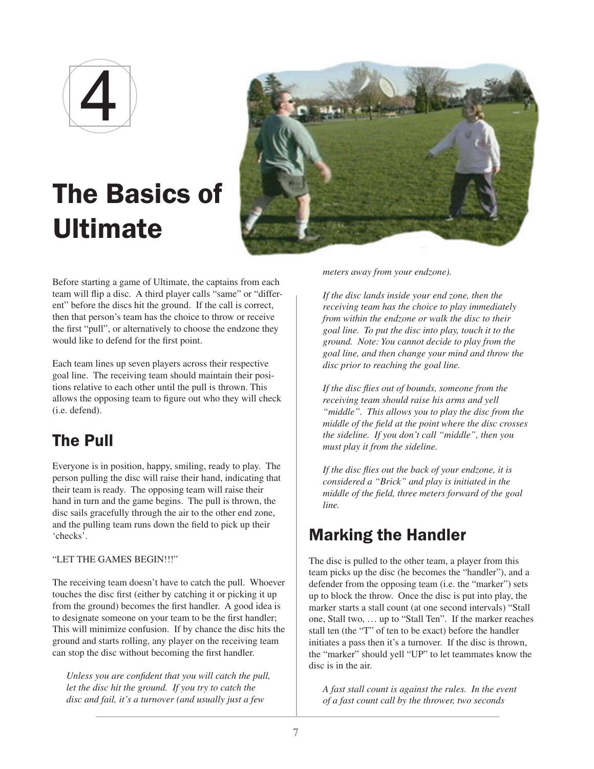# 4

# The Basics of Ultimate

Before starting a game of Ultimate, the captains from each team will flip a disc. A third player calls "same" or "different" before the discs hit the ground. If the call is correct, then that person's team has the choice to throw or receive the first "pull", or alternatively to choose the endzone they would like to defend for the first point.

Each team lines up seven players across their respective goal line. The receiving team should maintain their positions relative to each other until the pull is thrown. This allows the opposing team to figure out who they will check (i.e. defend).

## The Pull

Everyone is in position, happy, smiling, ready to play. The person pulling the disc will raise their hand, indicating that their team is ready. The opposing team will raise their hand in turn and the game begins. The pull is thrown, the disc sails gracefully through the air to the other end zone, and the pulling team runs down the field to pick up their 'checks'.

"LET THE GAMES BEGIN!!!"

The receiving team doesn't have to catch the pull. Whoever touches the disc first (either by catching it or picking it up from the ground) becomes the first handler. A good idea is to designate someone on your team to be the first handler; This will minimize confusion. If by chance the disc hits the ground and starts rolling, any player on the receiving team can stop the disc without becoming the first handler.

> *Unless you are confident that you will catch the pull, let the disc hit the ground. If you try to catch the disc and fail, it's a turnover (and usually just a few meters away from your endzone).*
>
> *If the disc lands inside your end zone, then the receiving team has the choice to play immediately from within the endzone or walk the disc to their goal line. To put the disc into play, touch it to the ground. Note: You cannot decide to play from the goal line, and then change your mind and throw the disc prior to reaching the goal line.*
>
> *If the disc flies out of bounds, someone from the receiving team should raise his arms and yell "middle". This allows you to play the disc from the middle of the field at the point where the disc crosses the sideline. If you don't call "middle", then you must play it from the sideline.*
>
> *If the disc flies out the back of your endzone, it is considered a "Brick" and play is initiated in the middle of the field, three meters forward of the goal line.*

## Marking the Handler

The disc is pulled to the other team, a player from this team picks up the disc (he becomes the "handler"), and a defender from the opposing team (i.e. the "marker") sets up to block the throw. Once the disc is put into play, the marker starts a stall count (at one second intervals) "Stall one, Stall two, … up to "Stall Ten". If the marker reaches stall ten (the "T" of ten to be exact) before the handler initiates a pass then it's a turnover. If the disc is thrown, the "marker" should yell "UP" to let teammates know the disc is in the air.

> *A fast stall count is against the rules. In the event of a fast count call by the thrower, two seconds*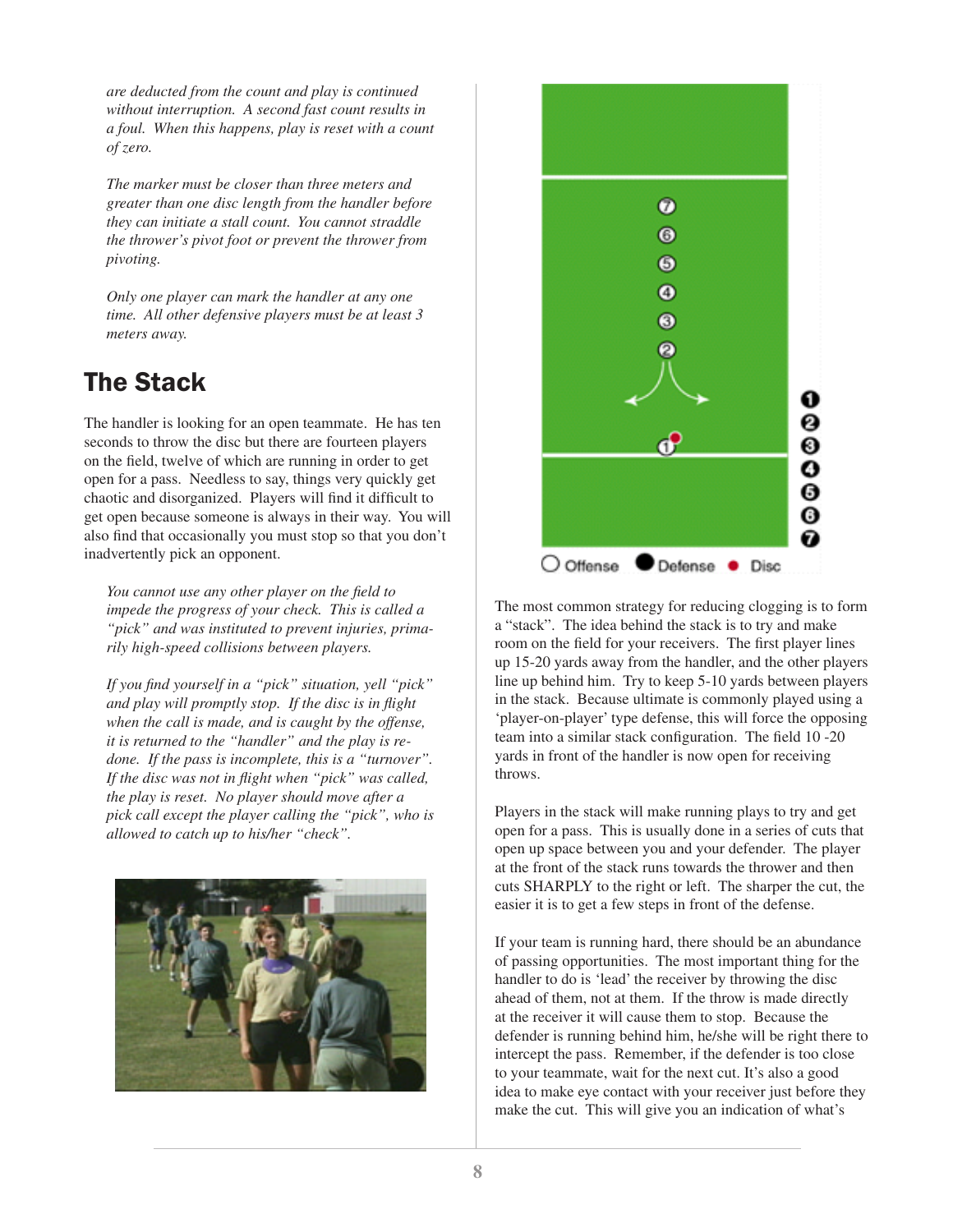*are deducted from the count and play is continued without interruption. A second fast count results in a foul. When this happens, play is reset with a count of zero.*

*The marker must be closer than three meters and greater than one disc length from the handler before they can initiate a stall count. You cannot straddle the thrower's pivot foot or prevent the thrower from pivoting.*

*Only one player can mark the handler at any one time. All other defensive players must be at least 3 meters away.*

## The Stack

The handler is looking for an open teammate. He has ten seconds to throw the disc but there are fourteen players on the field, twelve of which are running in order to get open for a pass. Needless to say, things very quickly get chaotic and disorganized. Players will find it difficult to get open because someone is always in their way. You will also find that occasionally you must stop so that you don't inadvertently pick an opponent.

*You cannot use any other player on the field to impede the progress of your check. This is called a "pick" and was instituted to prevent injuries, primarily high-speed collisions between players.*

*If you find yourself in a "pick" situation, yell "pick" and play will promptly stop. If the disc is in flight when the call is made, and is caught by the offense, it is returned to the "handler" and the play is re-done. If the pass is incomplete, this is a "turnover". If the disc was not in flight when "pick" was called, the play is reset. No player should move after a pick call except the player calling the "pick", who is allowed to catch up to his/her "check".*

○ Offense ● Defense ● Disc

The most common strategy for reducing clogging is to form a "stack". The idea behind the stack is to try and make room on the field for your receivers. The first player lines up 15-20 yards away from the handler, and the other players line up behind him. Try to keep 5-10 yards between players in the stack. Because ultimate is commonly played using a 'player-on-player' type defense, this will force the opposing team into a similar stack configuration. The field 10 -20 yards in front of the handler is now open for receiving throws.

Players in the stack will make running plays to try and get open for a pass. This is usually done in a series of cuts that open up space between you and your defender. The player at the front of the stack runs towards the thrower and then cuts SHARPLY to the right or left. The sharper the cut, the easier it is to get a few steps in front of the defense.

If your team is running hard, there should be an abundance of passing opportunities. The most important thing for the handler to do is 'lead' the receiver by throwing the disc ahead of them, not at them. If the throw is made directly at the receiver it will cause them to stop. Because the defender is running behind him, he/she will be right there to intercept the pass. Remember, if the defender is too close to your teammate, wait for the next cut. It's also a good idea to make eye contact with your receiver just before they make the cut. This will give you an indication of what's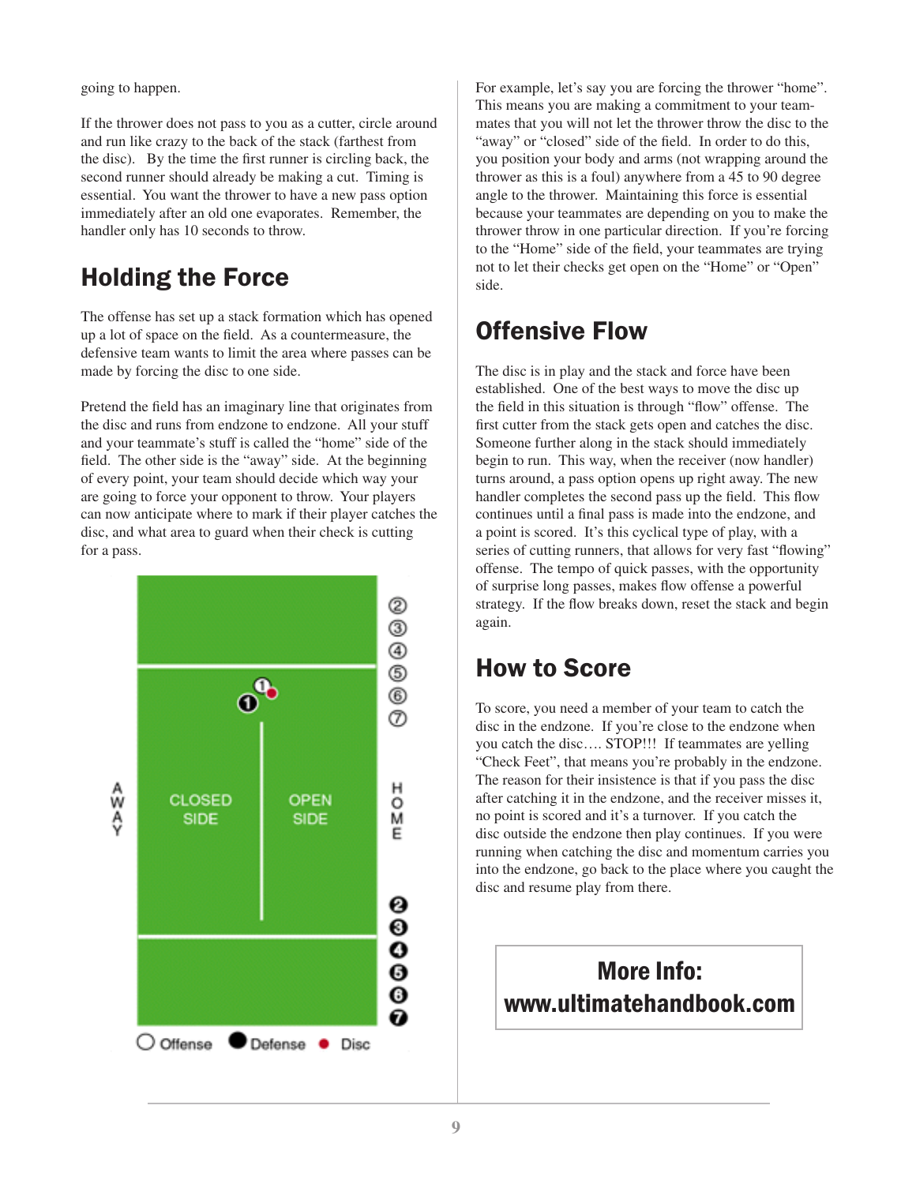going to happen.

If the thrower does not pass to you as a cutter, circle around and run like crazy to the back of the stack (farthest from the disc). By the time the first runner is circling back, the second runner should already be making a cut. Timing is essential. You want the thrower to have a new pass option immediately after an old one evaporates. Remember, the handler only has 10 seconds to throw.

## Holding the Force

The offense has set up a stack formation which has opened up a lot of space on the field. As a countermeasure, the defensive team wants to limit the area where passes can be made by forcing the disc to one side.

Pretend the field has an imaginary line that originates from the disc and runs from endzone to endzone. All your stuff and your teammate's stuff is called the "home" side of the field. The other side is the "away" side. At the beginning of every point, your team should decide which way your are going to force your opponent to throw. Your players can now anticipate where to mark if their player catches the disc, and what area to guard when their check is cutting for a pass.

AWAY — CLOSED SIDE — OPEN SIDE — HOME

Offense ● Defense ● Disc

For example, let's say you are forcing the thrower "home". This means you are making a commitment to your teammates that you will not let the thrower throw the disc to the "away" or "closed" side of the field. In order to do this, you position your body and arms (not wrapping around the thrower as this is a foul) anywhere from a 45 to 90 degree angle to the thrower. Maintaining this force is essential because your teammates are depending on you to make the thrower throw in one particular direction. If you're forcing to the "Home" side of the field, your teammates are trying not to let their checks get open on the "Home" or "Open" side.

## Offensive Flow

The disc is in play and the stack and force have been established. One of the best ways to move the disc up the field in this situation is through "flow" offense. The first cutter from the stack gets open and catches the disc. Someone further along in the stack should immediately begin to run. This way, when the receiver (now handler) turns around, a pass option opens up right away. The new handler completes the second pass up the field. This flow continues until a final pass is made into the endzone, and a point is scored. It's this cyclical type of play, with a series of cutting runners, that allows for very fast "flowing" offense. The tempo of quick passes, with the opportunity of surprise long passes, makes flow offense a powerful strategy. If the flow breaks down, reset the stack and begin again.

## How to Score

To score, you need a member of your team to catch the disc in the endzone. If you're close to the endzone when you catch the disc…. STOP!!! If teammates are yelling "Check Feet", that means you're probably in the endzone. The reason for their insistence is that if you pass the disc after catching it in the endzone, and the receiver misses it, no point is scored and it's a turnover. If you catch the disc outside the endzone then play continues. If you were running when catching the disc and momentum carries you into the endzone, go back to the place where you caught the disc and resume play from there.

**More Info:**
**www.ultimatehandbook.com**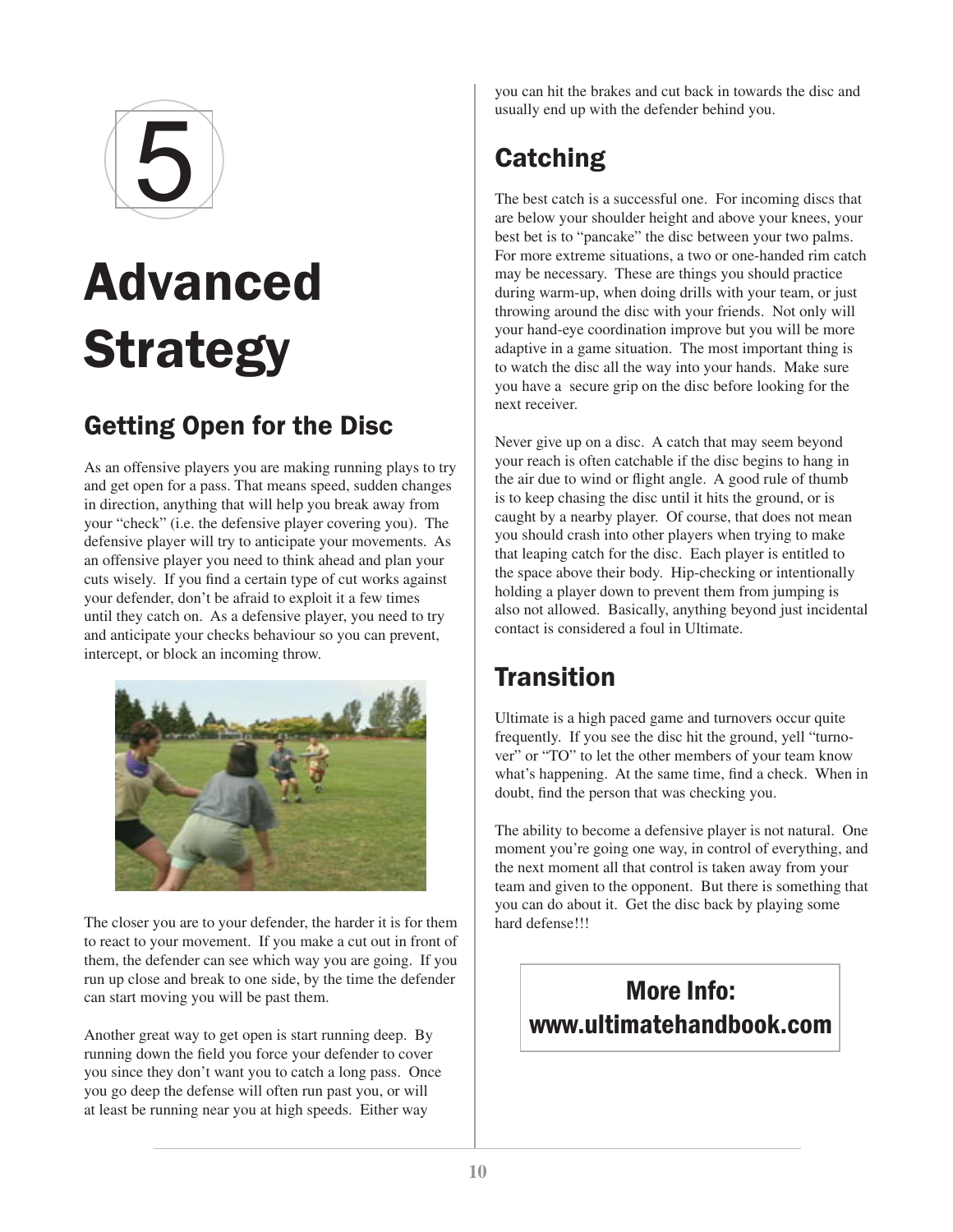# 5

# Advanced Strategy

## Getting Open for the Disc

As an offensive players you are making running plays to try and get open for a pass. That means speed, sudden changes in direction, anything that will help you break away from your "check" (i.e. the defensive player covering you). The defensive player will try to anticipate your movements. As an offensive player you need to think ahead and plan your cuts wisely. If you find a certain type of cut works against your defender, don't be afraid to exploit it a few times until they catch on. As a defensive player, you need to try and anticipate your checks behaviour so you can prevent, intercept, or block an incoming throw.

The closer you are to your defender, the harder it is for them to react to your movement. If you make a cut out in front of them, the defender can see which way you are going. If you run up close and break to one side, by the time the defender can start moving you will be past them.

Another great way to get open is start running deep. By running down the field you force your defender to cover you since they don't want you to catch a long pass. Once you go deep the defense will often run past you, or will at least be running near you at high speeds. Either way you can hit the brakes and cut back in towards the disc and usually end up with the defender behind you.

## Catching

The best catch is a successful one. For incoming discs that are below your shoulder height and above your knees, your best bet is to "pancake" the disc between your two palms. For more extreme situations, a two or one-handed rim catch may be necessary. These are things you should practice during warm-up, when doing drills with your team, or just throwing around the disc with your friends. Not only will your hand-eye coordination improve but you will be more adaptive in a game situation. The most important thing is to watch the disc all the way into your hands. Make sure you have a secure grip on the disc before looking for the next receiver.

Never give up on a disc. A catch that may seem beyond your reach is often catchable if the disc begins to hang in the air due to wind or flight angle. A good rule of thumb is to keep chasing the disc until it hits the ground, or is caught by a nearby player. Of course, that does not mean you should crash into other players when trying to make that leaping catch for the disc. Each player is entitled to the space above their body. Hip-checking or intentionally holding a player down to prevent them from jumping is also not allowed. Basically, anything beyond just incidental contact is considered a foul in Ultimate.

## Transition

Ultimate is a high paced game and turnovers occur quite frequently. If you see the disc hit the ground, yell "turnover" or "TO" to let the other members of your team know what's happening. At the same time, find a check. When in doubt, find the person that was checking you.

The ability to become a defensive player is not natural. One moment you're going one way, in control of everything, and the next moment all that control is taken away from your team and given to the opponent. But there is something that you can do about it. Get the disc back by playing some hard defense!!!

**More Info:**
**www.ultimatehandbook.com**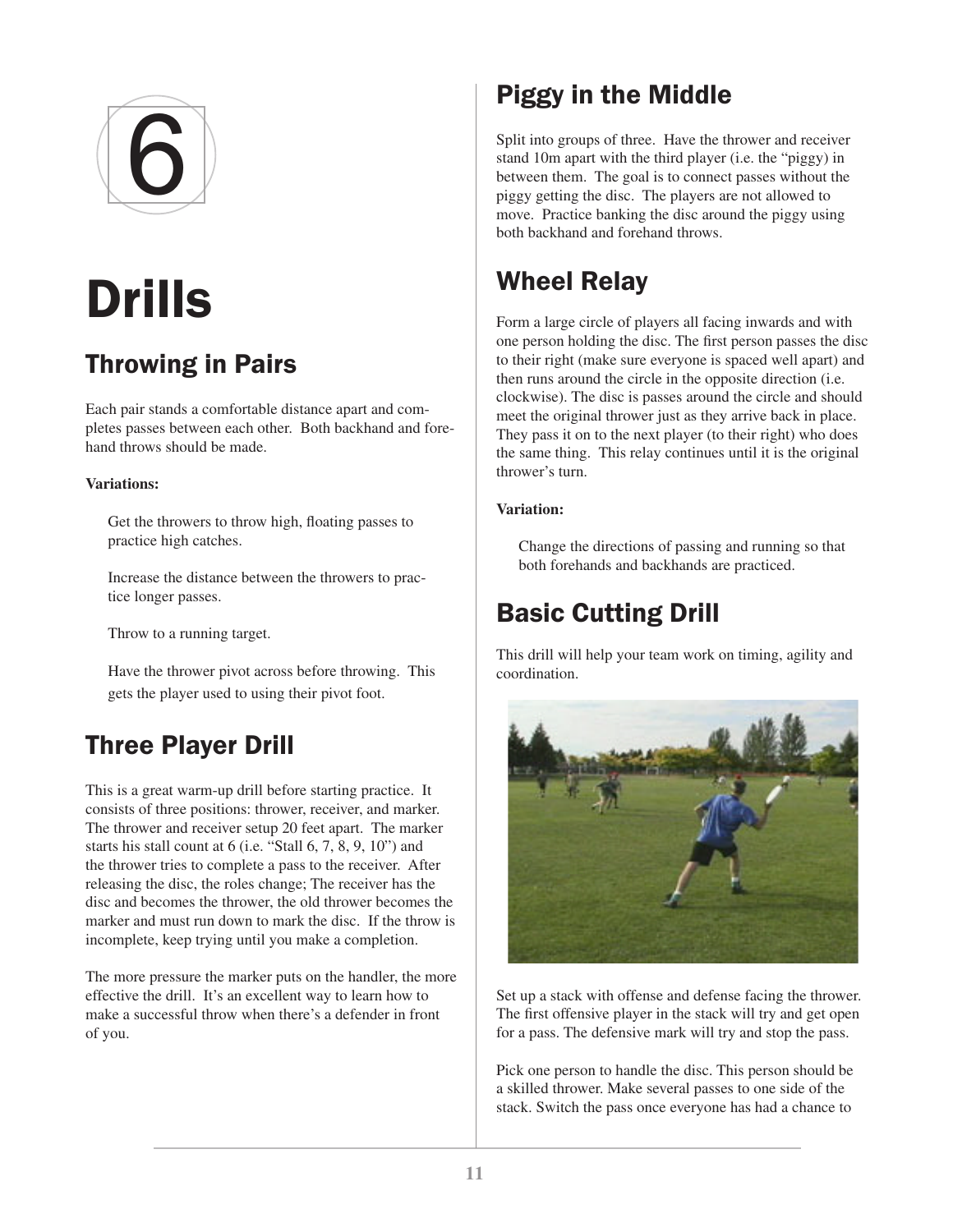# 6

# Drills

## Throwing in Pairs

Each pair stands a comfortable distance apart and completes passes between each other. Both backhand and forehand throws should be made.

**Variations:**

Get the throwers to throw high, floating passes to practice high catches.

Increase the distance between the throwers to practice longer passes.

Throw to a running target.

Have the thrower pivot across before throwing. This gets the player used to using their pivot foot.

## Three Player Drill

This is a great warm-up drill before starting practice. It consists of three positions: thrower, receiver, and marker. The thrower and receiver setup 20 feet apart. The marker starts his stall count at 6 (i.e. "Stall 6, 7, 8, 9, 10") and the thrower tries to complete a pass to the receiver. After releasing the disc, the roles change; The receiver has the disc and becomes the thrower, the old thrower becomes the marker and must run down to mark the disc. If the throw is incomplete, keep trying until you make a completion.

The more pressure the marker puts on the handler, the more effective the drill. It's an excellent way to learn how to make a successful throw when there's a defender in front of you.

## Piggy in the Middle

Split into groups of three. Have the thrower and receiver stand 10m apart with the third player (i.e. the "piggy) in between them. The goal is to connect passes without the piggy getting the disc. The players are not allowed to move. Practice banking the disc around the piggy using both backhand and forehand throws.

## Wheel Relay

Form a large circle of players all facing inwards and with one person holding the disc. The first person passes the disc to their right (make sure everyone is spaced well apart) and then runs around the circle in the opposite direction (i.e. clockwise). The disc is passes around the circle and should meet the original thrower just as they arrive back in place. They pass it on to the next player (to their right) who does the same thing. This relay continues until it is the original thrower's turn.

**Variation:**

Change the directions of passing and running so that both forehands and backhands are practiced.

## Basic Cutting Drill

This drill will help your team work on timing, agility and coordination.

Set up a stack with offense and defense facing the thrower. The first offensive player in the stack will try and get open for a pass. The defensive mark will try and stop the pass.

Pick one person to handle the disc. This person should be a skilled thrower. Make several passes to one side of the stack. Switch the pass once everyone has had a chance to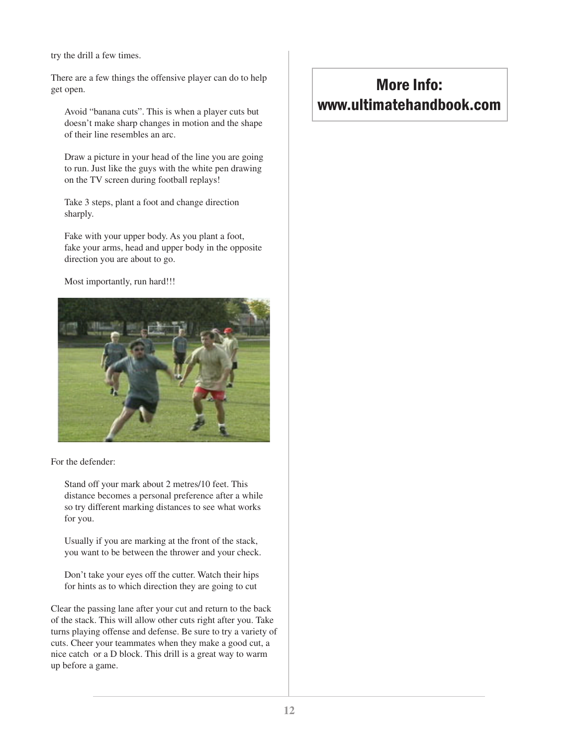try the drill a few times.

There are a few things the offensive player can do to help get open.

Avoid “banana cuts”. This is when a player cuts but doesn’t make sharp changes in motion and the shape of their line resembles an arc.

Draw a picture in your head of the line you are going to run. Just like the guys with the white pen drawing on the TV screen during football replays!

Take 3 steps, plant a foot and change direction sharply.

Fake with your upper body. As you plant a foot, fake your arms, head and upper body in the opposite direction you are about to go.

Most importantly, run hard!!!

For the defender:

Stand off your mark about 2 metres/10 feet. This distance becomes a personal preference after a while so try different marking distances to see what works for you.

Usually if you are marking at the front of the stack, you want to be between the thrower and your check.

Don’t take your eyes off the cutter. Watch their hips for hints as to which direction they are going to cut

Clear the passing lane after your cut and return to the back of the stack. This will allow other cuts right after you. Take turns playing offense and defense. Be sure to try a variety of cuts. Cheer your teammates when they make a good cut, a nice catch or a D block. This drill is a great way to warm up before a game.

**More Info:**
**www.ultimatehandbook.com**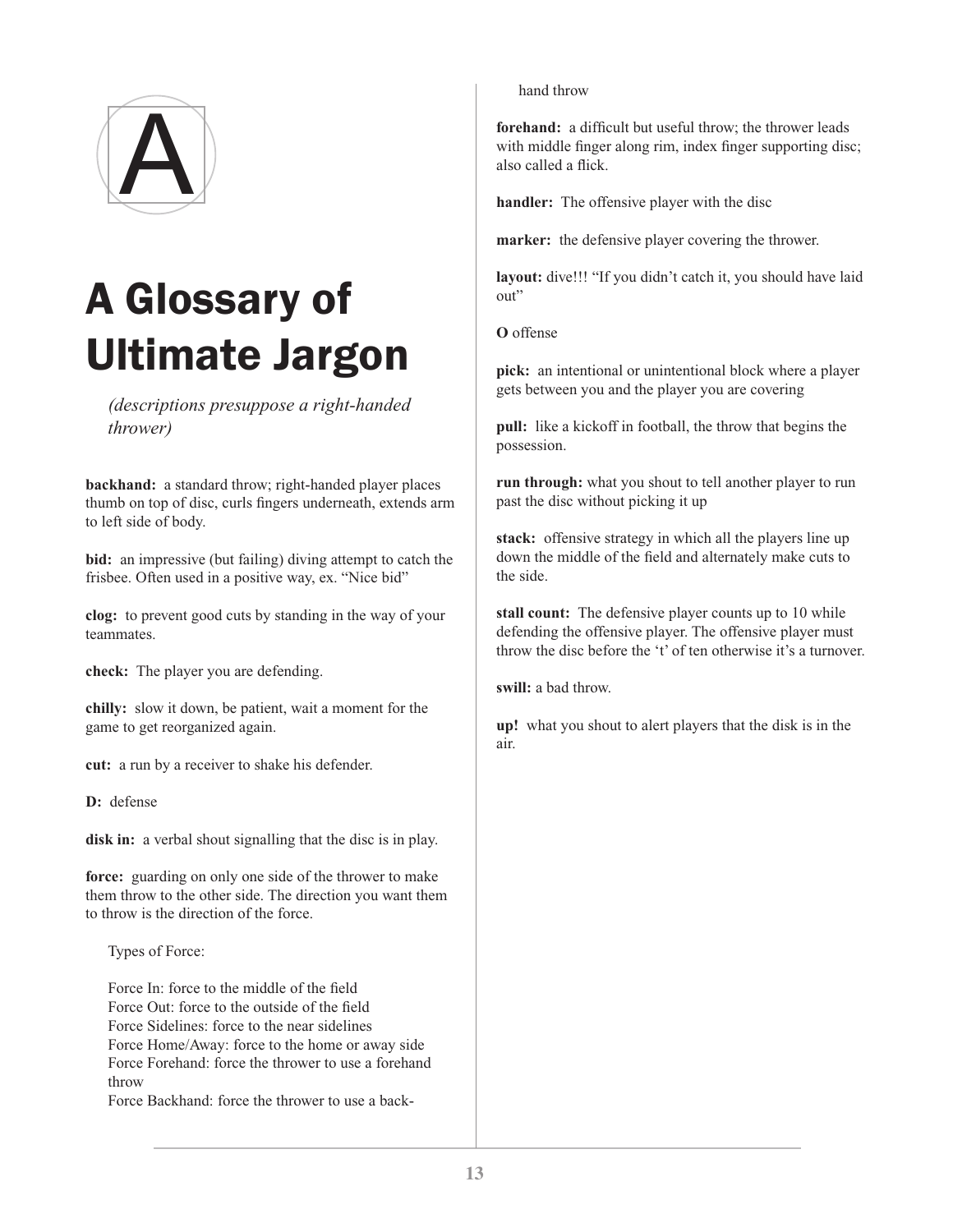# A Glossary of Ultimate Jargon

*(descriptions presuppose a right-handed thrower)*

**backhand:** a standard throw; right-handed player places thumb on top of disc, curls fingers underneath, extends arm to left side of body.

**bid:** an impressive (but failing) diving attempt to catch the frisbee. Often used in a positive way, ex. "Nice bid"

**clog:** to prevent good cuts by standing in the way of your teammates.

**check:** The player you are defending.

**chilly:** slow it down, be patient, wait a moment for the game to get reorganized again.

**cut:** a run by a receiver to shake his defender.

**D:** defense

**disk in:** a verbal shout signalling that the disc is in play.

**force:** guarding on only one side of the thrower to make them throw to the other side. The direction you want them to throw is the direction of the force.

Types of Force:

Force In: force to the middle of the field
Force Out: force to the outside of the field
Force Sidelines: force to the near sidelines
Force Home/Away: force to the home or away side
Force Forehand: force the thrower to use a forehand throw
Force Backhand: force the thrower to use a backhand throw

**forehand:** a difficult but useful throw; the thrower leads with middle finger along rim, index finger supporting disc; also called a flick.

**handler:** The offensive player with the disc

**marker:** the defensive player covering the thrower.

**layout:** dive!!! "If you didn't catch it, you should have laid out"

**O** offense

**pick:** an intentional or unintentional block where a player gets between you and the player you are covering

**pull:** like a kickoff in football, the throw that begins the possession.

**run through:** what you shout to tell another player to run past the disc without picking it up

**stack:** offensive strategy in which all the players line up down the middle of the field and alternately make cuts to the side.

**stall count:** The defensive player counts up to 10 while defending the offensive player. The offensive player must throw the disc before the 't' of ten otherwise it's a turnover.

**swill:** a bad throw.

**up!** what you shout to alert players that the disk is in the air.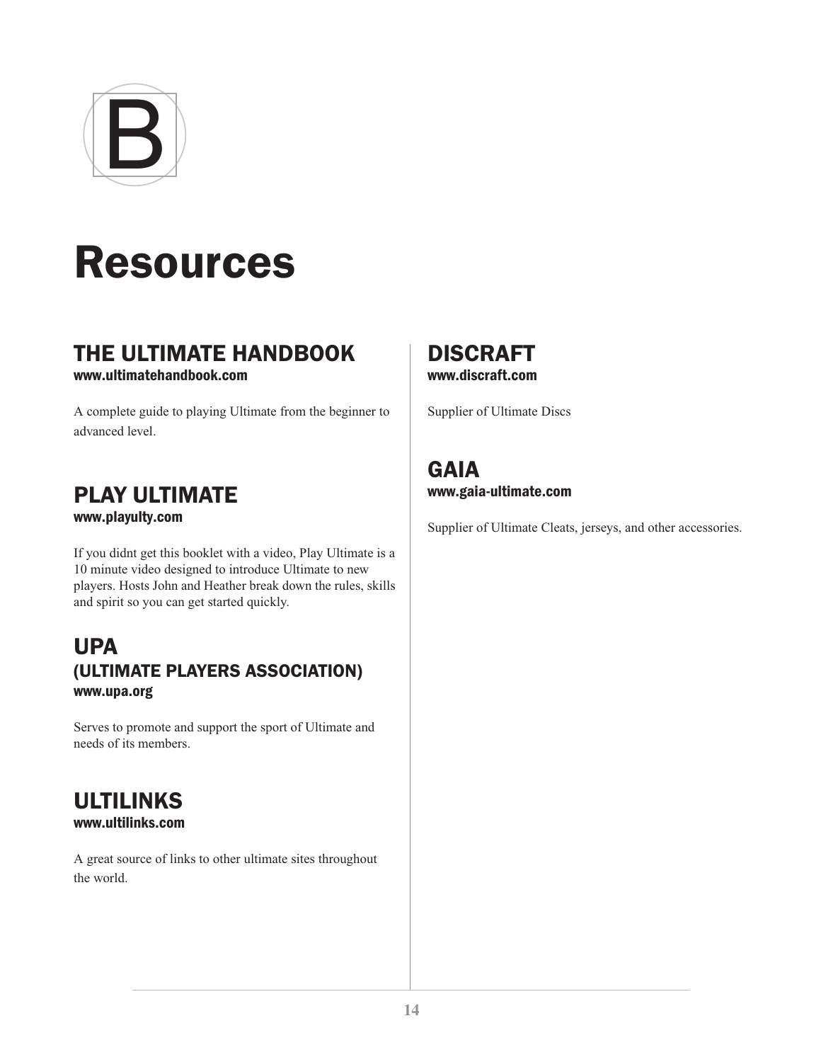B

# Resources

## THE ULTIMATE HANDBOOK
**www.ultimatehandbook.com**

A complete guide to playing Ultimate from the beginner to advanced level.

## PLAY ULTIMATE
**www.playulty.com**

If you didnt get this booklet with a video, Play Ultimate is a 10 minute video designed to introduce Ultimate to new players. Hosts John and Heather break down the rules, skills and spirit so you can get started quickly.

## UPA
## (ULTIMATE PLAYERS ASSOCIATION)
**www.upa.org**

Serves to promote and support the sport of Ultimate and needs of its members.

## ULTILINKS
**www.ultilinks.com**

A great source of links to other ultimate sites throughout the world.

## DISCRAFT
**www.discraft.com**

Supplier of Ultimate Discs

## GAIA
**www.gaia-ultimate.com**

Supplier of Ultimate Cleats, jerseys, and other accessories.